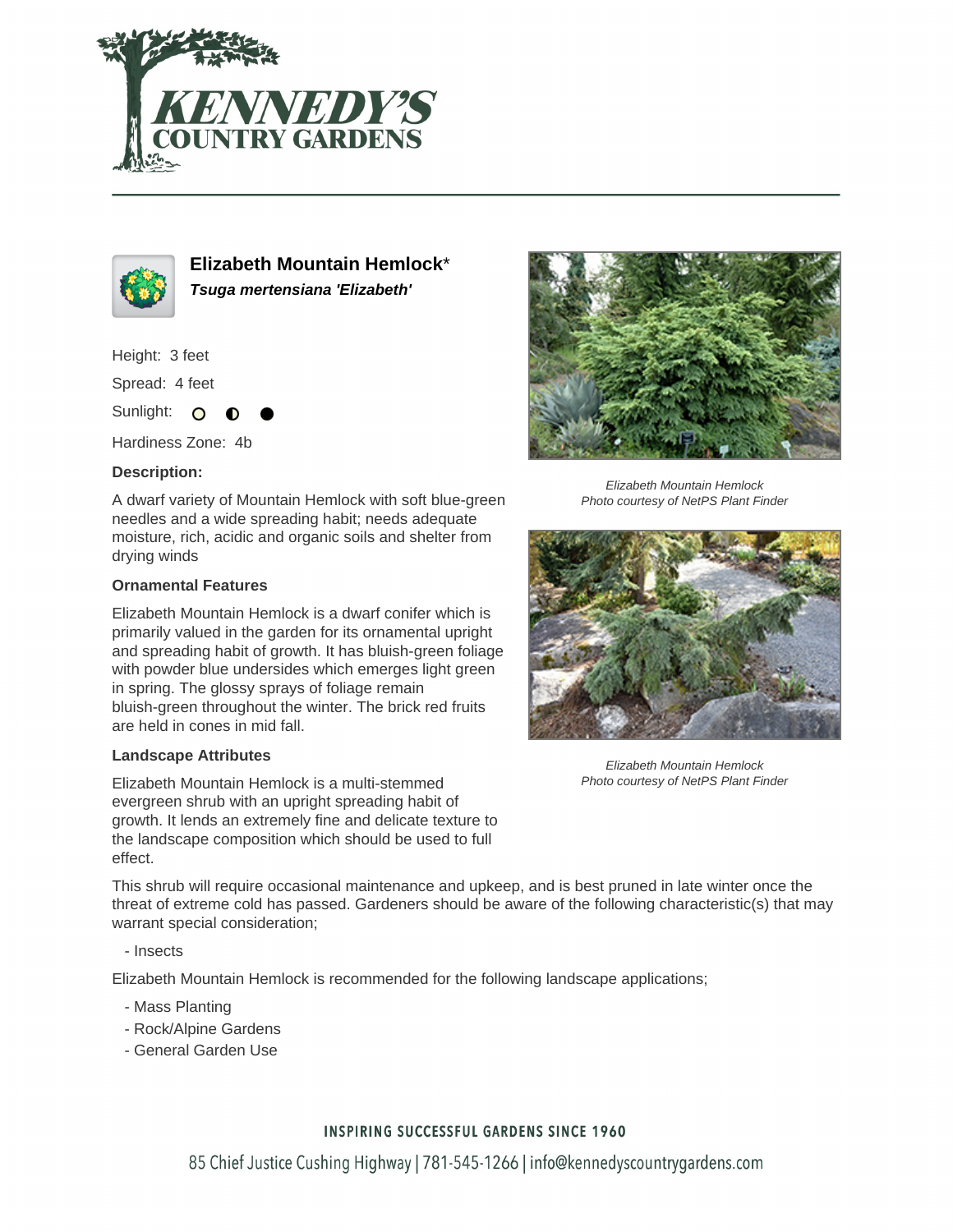# Elizabeth Mountain Hemlock*

***Tsuga mertensiana 'Elizabeth'***

Height: 3 feet

Spread: 4 feet

Sunlight: ○ ◐ ●

Hardiness Zone: 4b

**Description:**

A dwarf variety of Mountain Hemlock with soft blue-green needles and a wide spreading habit; needs adequate moisture, rich, acidic and organic soils and shelter from drying winds

Elizabeth Mountain Hemlock
Photo courtesy of NetPS Plant Finder

Elizabeth Mountain Hemlock
Photo courtesy of NetPS Plant Finder

### Ornamental Features

Elizabeth Mountain Hemlock is a dwarf conifer which is primarily valued in the garden for its ornamental upright and spreading habit of growth. It has bluish-green foliage with powder blue undersides which emerges light green in spring. The glossy sprays of foliage remain bluish-green throughout the winter. The brick red fruits are held in cones in mid fall.

### Landscape Attributes

Elizabeth Mountain Hemlock is a multi-stemmed evergreen shrub with an upright spreading habit of growth. It lends an extremely fine and delicate texture to the landscape composition which should be used to full effect.

This shrub will require occasional maintenance and upkeep, and is best pruned in late winter once the threat of extreme cold has passed. Gardeners should be aware of the following characteristic(s) that may warrant special consideration;

- Insects

Elizabeth Mountain Hemlock is recommended for the following landscape applications;

- Mass Planting
- Rock/Alpine Gardens
- General Garden Use

INSPIRING SUCCESSFUL GARDENS SINCE 1960

85 Chief Justice Cushing Highway | 781-545-1266 | info@kennedyscountrygardens.com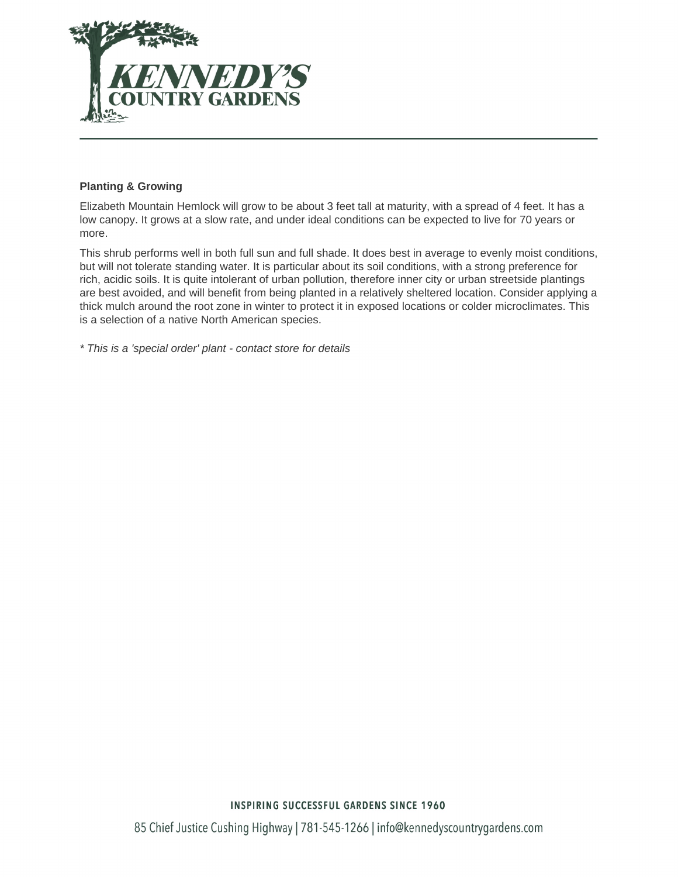**Planting & Growing**

Elizabeth Mountain Hemlock will grow to be about 3 feet tall at maturity, with a spread of 4 feet. It has a low canopy. It grows at a slow rate, and under ideal conditions can be expected to live for 70 years or more.

This shrub performs well in both full sun and full shade. It does best in average to evenly moist conditions, but will not tolerate standing water. It is particular about its soil conditions, with a strong preference for rich, acidic soils. It is quite intolerant of urban pollution, therefore inner city or urban streetside plantings are best avoided, and will benefit from being planted in a relatively sheltered location. Consider applying a thick mulch around the root zone in winter to protect it in exposed locations or colder microclimates. This is a selection of a native North American species.

*\* This is a 'special order' plant - contact store for details*